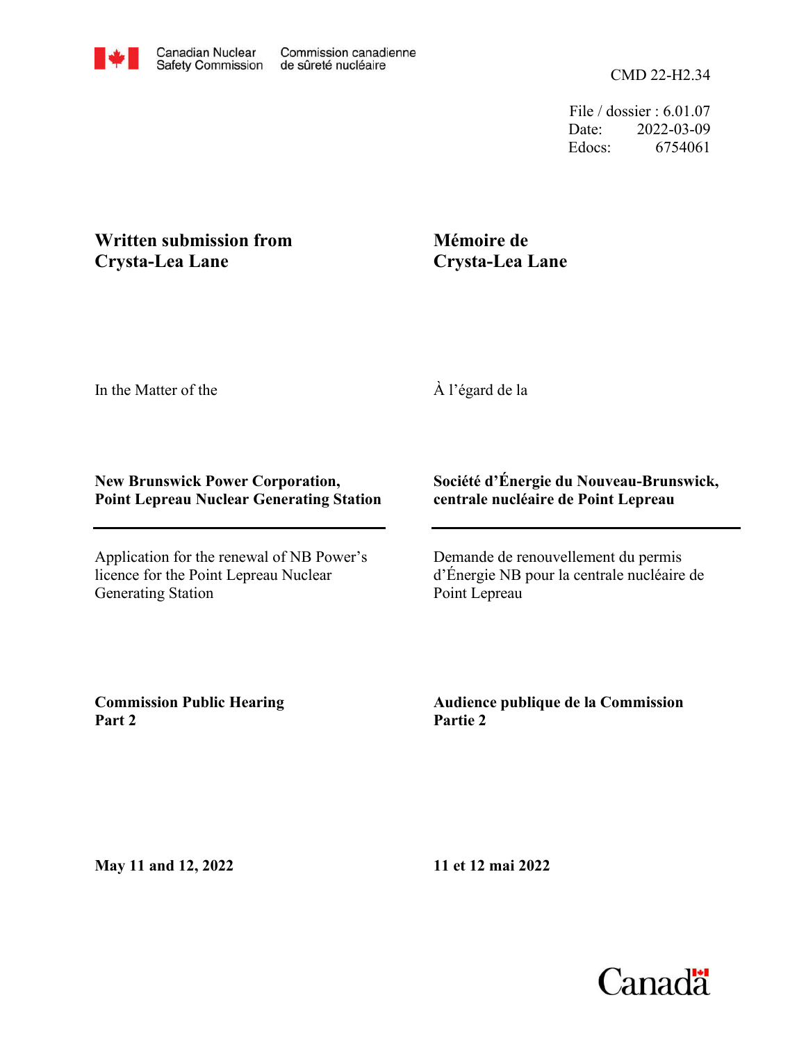Canadian Nuclear Safety Commission | Commission canadienne de sûreté nucléaire

CMD 22-H2.34

File / dossier : 6.01.07
Date: 2022-03-09
Edocs: 6754061

**Written submission from Crysta-Lea Lane**

**Mémoire de Crysta-Lea Lane**

In the Matter of the

À l'égard de la

**New Brunswick Power Corporation, Point Lepreau Nuclear Generating Station**

**Société d'Énergie du Nouveau-Brunswick, centrale nucléaire de Point Lepreau**

Application for the renewal of NB Power's licence for the Point Lepreau Nuclear Generating Station

Demande de renouvellement du permis d'Énergie NB pour la centrale nucléaire de Point Lepreau

**Commission Public Hearing Part 2**

**Audience publique de la Commission Partie 2**

**May 11 and 12, 2022**

**11 et 12 mai 2022**

Canada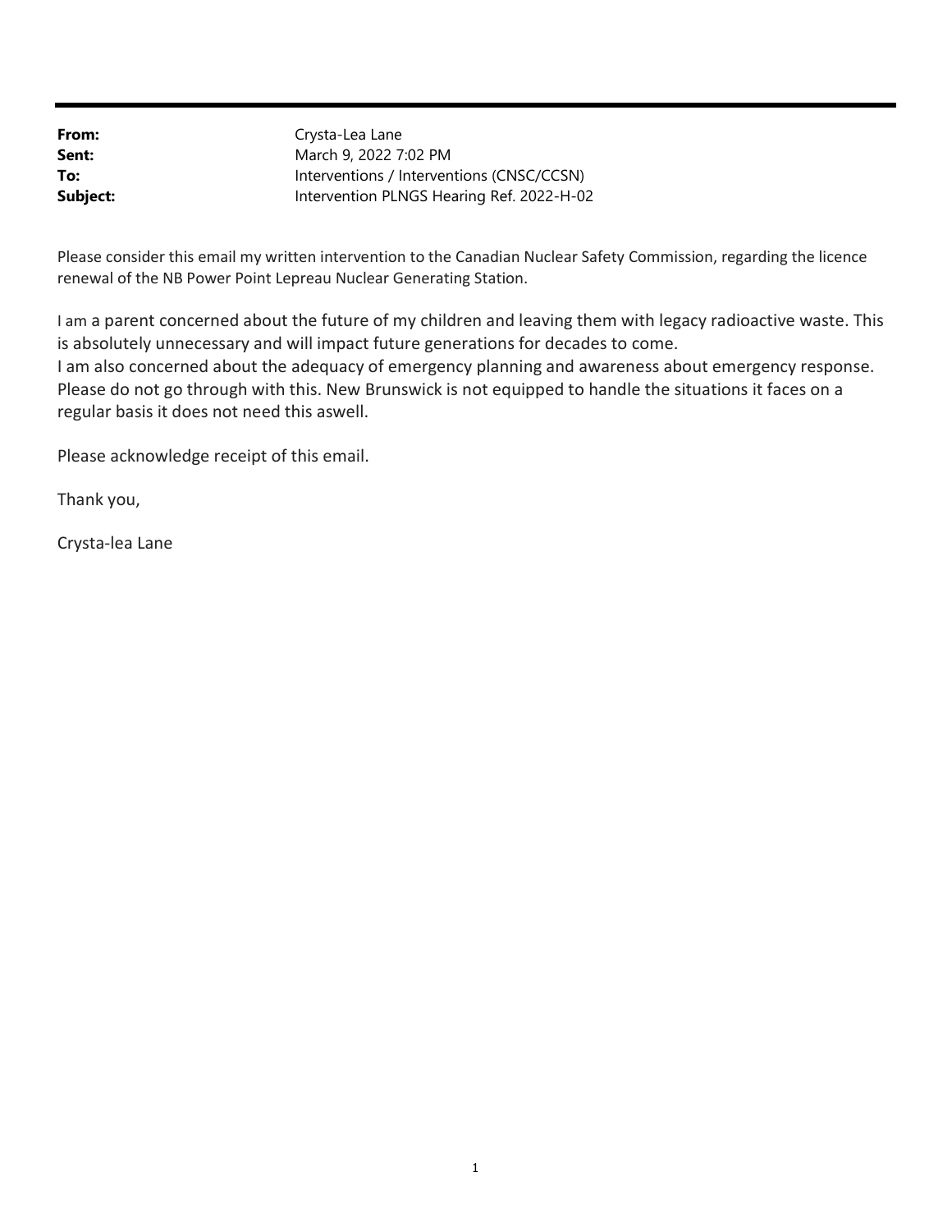**From:** Crysta-Lea Lane
**Sent:** March 9, 2022 7:02 PM
**To:** Interventions / Interventions (CNSC/CCSN)
**Subject:** Intervention PLNGS Hearing Ref. 2022-H-02

Please consider this email my written intervention to the Canadian Nuclear Safety Commission, regarding the licence renewal of the NB Power Point Lepreau Nuclear Generating Station.

I am a parent concerned about the future of my children and leaving them with legacy radioactive waste. This is absolutely unnecessary and will impact future generations for decades to come.
I am also concerned about the adequacy of emergency planning and awareness about emergency response. Please do not go through with this. New Brunswick is not equipped to handle the situations it faces on a regular basis it does not need this aswell.

Please acknowledge receipt of this email.

Thank you,

Crysta-lea Lane